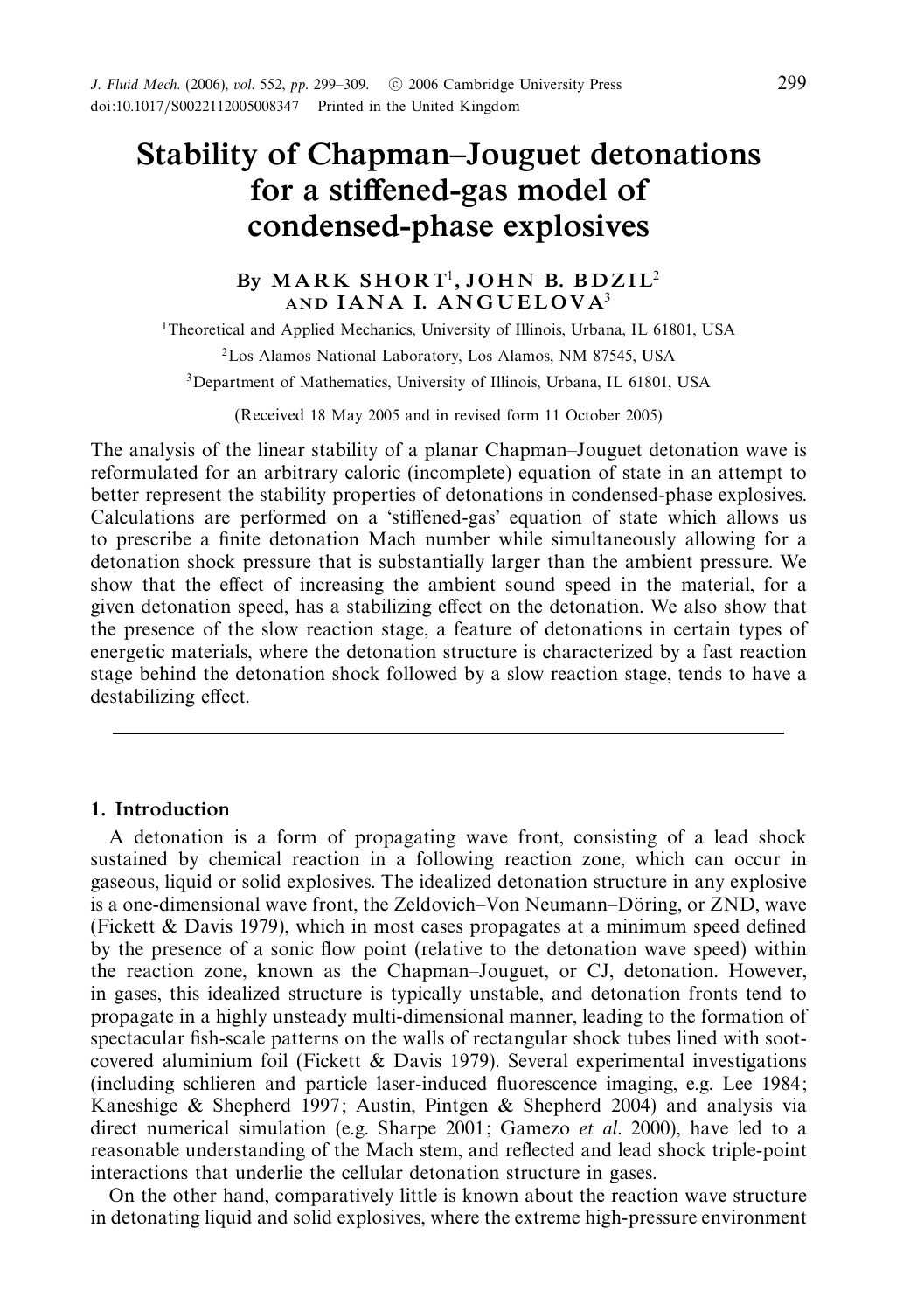# Stability of Chapman–Jouguet detonations for a stiffened-gas model of condensed-phase explosives

By **MARK SHORT**[1], **JOHN B. BDZIL**[2] AND **IANA I. ANGUELOVA**[3]

[1]Theoretical and Applied Mechanics, University of Illinois, Urbana, IL 61801, USA

[2]Los Alamos National Laboratory, Los Alamos, NM 87545, USA

[3]Department of Mathematics, University of Illinois, Urbana, IL 61801, USA

(Received 18 May 2005 and in revised form 11 October 2005)

The analysis of the linear stability of a planar Chapman–Jouguet detonation wave is reformulated for an arbitrary caloric (incomplete) equation of state in an attempt to better represent the stability properties of detonations in condensed-phase explosives. Calculations are performed on a 'stiffened-gas' equation of state which allows us to prescribe a finite detonation Mach number while simultaneously allowing for a detonation shock pressure that is substantially larger than the ambient pressure. We show that the effect of increasing the ambient sound speed in the material, for a given detonation speed, has a stabilizing effect on the detonation. We also show that the presence of the slow reaction stage, a feature of detonations in certain types of energetic materials, where the detonation structure is characterized by a fast reaction stage behind the detonation shock followed by a slow reaction stage, tends to have a destabilizing effect.

---

## 1. Introduction

A detonation is a form of propagating wave front, consisting of a lead shock sustained by chemical reaction in a following reaction zone, which can occur in gaseous, liquid or solid explosives. The idealized detonation structure in any explosive is a one-dimensional wave front, the Zeldovich–Von Neumann–Döring, or ZND, wave (Fickett & Davis 1979), which in most cases propagates at a minimum speed defined by the presence of a sonic flow point (relative to the detonation wave speed) within the reaction zone, known as the Chapman–Jouguet, or CJ, detonation. However, in gases, this idealized structure is typically unstable, and detonation fronts tend to propagate in a highly unsteady multi-dimensional manner, leading to the formation of spectacular fish-scale patterns on the walls of rectangular shock tubes lined with soot-covered aluminium foil (Fickett & Davis 1979). Several experimental investigations (including schlieren and particle laser-induced fluorescence imaging, e.g. Lee 1984; Kaneshige & Shepherd 1997; Austin, Pintgen & Shepherd 2004) and analysis via direct numerical simulation (e.g. Sharpe 2001; Gamezo *et al.* 2000), have led to a reasonable understanding of the Mach stem, and reflected and lead shock triple-point interactions that underlie the cellular detonation structure in gases.

On the other hand, comparatively little is known about the reaction wave structure in detonating liquid and solid explosives, where the extreme high-pressure environment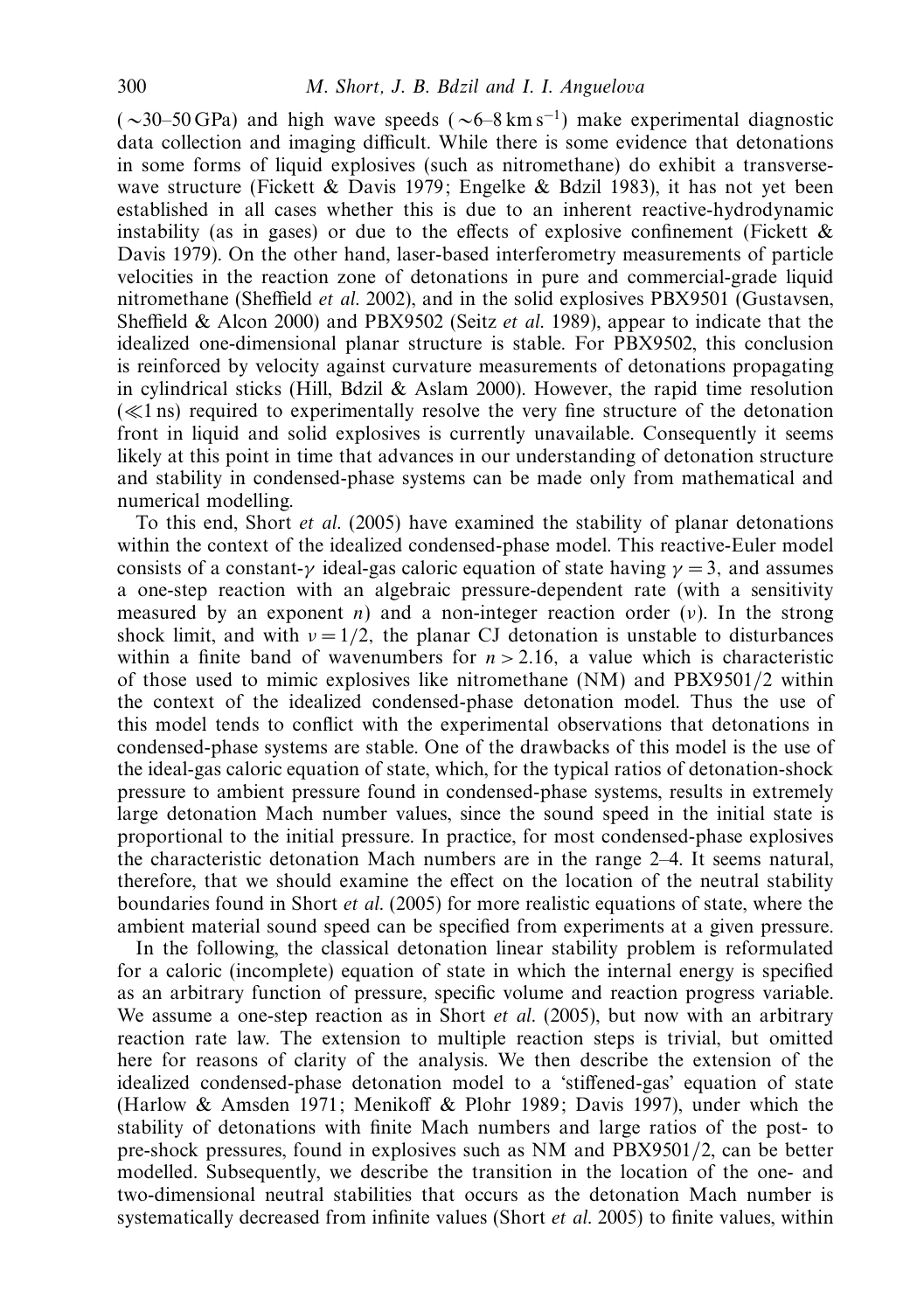($\sim$30–50 GPa) and high wave speeds ($\sim$6–8 km s$^{-1}$) make experimental diagnostic data collection and imaging difficult. While there is some evidence that detonations in some forms of liquid explosives (such as nitromethane) do exhibit a transverse-wave structure (Fickett & Davis 1979; Engelke & Bdzil 1983), it has not yet been established in all cases whether this is due to an inherent reactive-hydrodynamic instability (as in gases) or due to the effects of explosive confinement (Fickett & Davis 1979). On the other hand, laser-based interferometry measurements of particle velocities in the reaction zone of detonations in pure and commercial-grade liquid nitromethane (Sheffield *et al.* 2002), and in the solid explosives PBX9501 (Gustavsen, Sheffield & Alcon 2000) and PBX9502 (Seitz *et al.* 1989), appear to indicate that the idealized one-dimensional planar structure is stable. For PBX9502, this conclusion is reinforced by velocity against curvature measurements of detonations propagating in cylindrical sticks (Hill, Bdzil & Aslam 2000). However, the rapid time resolution ($\ll$1 ns) required to experimentally resolve the very fine structure of the detonation front in liquid and solid explosives is currently unavailable. Consequently it seems likely at this point in time that advances in our understanding of detonation structure and stability in condensed-phase systems can be made only from mathematical and numerical modelling.

To this end, Short *et al.* (2005) have examined the stability of planar detonations within the context of the idealized condensed-phase model. This reactive-Euler model consists of a constant-$\gamma$ ideal-gas caloric equation of state having $\gamma = 3$, and assumes a one-step reaction with an algebraic pressure-dependent rate (with a sensitivity measured by an exponent $n$) and a non-integer reaction order ($\nu$). In the strong shock limit, and with $\nu = 1/2$, the planar CJ detonation is unstable to disturbances within a finite band of wavenumbers for $n > 2.16$, a value which is characteristic of those used to mimic explosives like nitromethane (NM) and PBX9501/2 within the context of the idealized condensed-phase detonation model. Thus the use of this model tends to conflict with the experimental observations that detonations in condensed-phase systems are stable. One of the drawbacks of this model is the use of the ideal-gas caloric equation of state, which, for the typical ratios of detonation-shock pressure to ambient pressure found in condensed-phase systems, results in extremely large detonation Mach number values, since the sound speed in the initial state is proportional to the initial pressure. In practice, for most condensed-phase explosives the characteristic detonation Mach numbers are in the range 2–4. It seems natural, therefore, that we should examine the effect on the location of the neutral stability boundaries found in Short *et al.* (2005) for more realistic equations of state, where the ambient material sound speed can be specified from experiments at a given pressure.

In the following, the classical detonation linear stability problem is reformulated for a caloric (incomplete) equation of state in which the internal energy is specified as an arbitrary function of pressure, specific volume and reaction progress variable. We assume a one-step reaction as in Short *et al.* (2005), but now with an arbitrary reaction rate law. The extension to multiple reaction steps is trivial, but omitted here for reasons of clarity of the analysis. We then describe the extension of the idealized condensed-phase detonation model to a 'stiffened-gas' equation of state (Harlow & Amsden 1971; Menikoff & Plohr 1989; Davis 1997), under which the stability of detonations with finite Mach numbers and large ratios of the post- to pre-shock pressures, found in explosives such as NM and PBX9501/2, can be better modelled. Subsequently, we describe the transition in the location of the one- and two-dimensional neutral stabilities that occurs as the detonation Mach number is systematically decreased from infinite values (Short *et al.* 2005) to finite values, within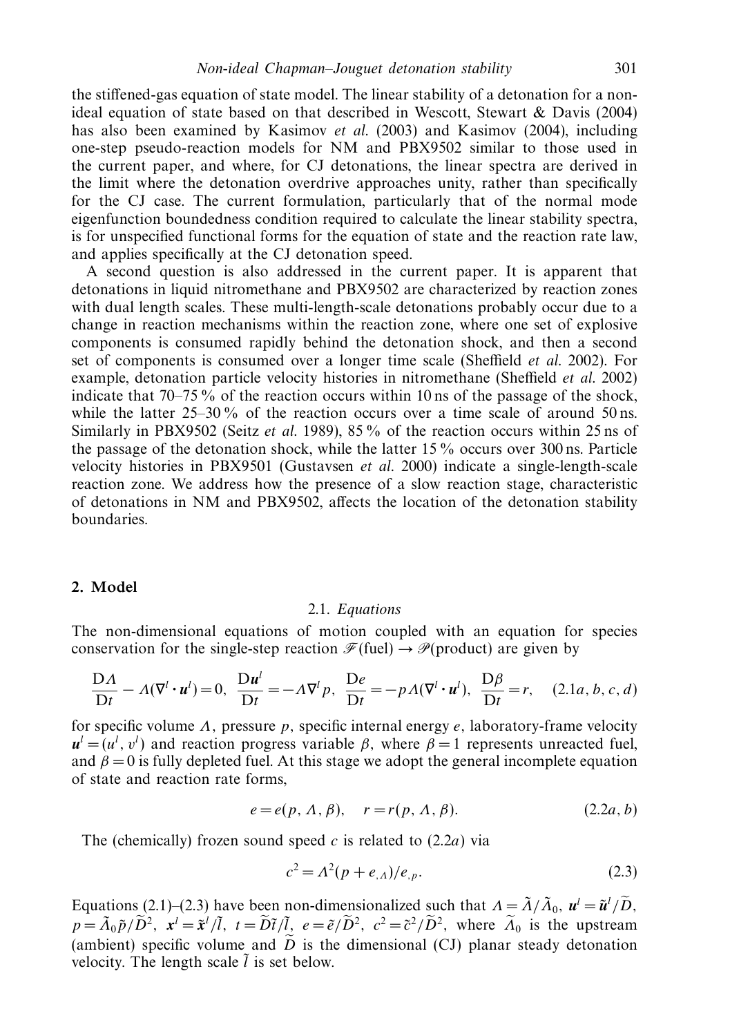the stiffened-gas equation of state model. The linear stability of a detonation for a non-ideal equation of state based on that described in Wescott, Stewart & Davis (2004) has also been examined by Kasimov *et al.* (2003) and Kasimov (2004), including one-step pseudo-reaction models for NM and PBX9502 similar to those used in the current paper, and where, for CJ detonations, the linear spectra are derived in the limit where the detonation overdrive approaches unity, rather than specifically for the CJ case. The current formulation, particularly that of the normal mode eigenfunction boundedness condition required to calculate the linear stability spectra, is for unspecified functional forms for the equation of state and the reaction rate law, and applies specifically at the CJ detonation speed.

A second question is also addressed in the current paper. It is apparent that detonations in liquid nitromethane and PBX9502 are characterized by reaction zones with dual length scales. These multi-length-scale detonations probably occur due to a change in reaction mechanisms within the reaction zone, where one set of explosive components is consumed rapidly behind the detonation shock, and then a second set of components is consumed over a longer time scale (Sheffield *et al.* 2002). For example, detonation particle velocity histories in nitromethane (Sheffield *et al.* 2002) indicate that 70–75 % of the reaction occurs within 10 ns of the passage of the shock, while the latter 25–30 % of the reaction occurs over a time scale of around 50 ns. Similarly in PBX9502 (Seitz *et al.* 1989), 85 % of the reaction occurs within 25 ns of the passage of the detonation shock, while the latter 15 % occurs over 300 ns. Particle velocity histories in PBX9501 (Gustavsen *et al.* 2000) indicate a single-length-scale reaction zone. We address how the presence of a slow reaction stage, characteristic of detonations in NM and PBX9502, affects the location of the detonation stability boundaries.

## 2. Model

### 2.1. *Equations*

The non-dimensional equations of motion coupled with an equation for species conservation for the single-step reaction $\mathscr{F}$(fuel) $\to \mathscr{P}$(product) are given by

$$\frac{\mathrm{D}\Lambda}{\mathrm{D}t} - \Lambda(\nabla^l \cdot \boldsymbol{u}^l) = 0, \quad \frac{\mathrm{D}\boldsymbol{u}^l}{\mathrm{D}t} = -\Lambda \nabla^l p, \quad \frac{\mathrm{D}e}{\mathrm{D}t} = -p\Lambda(\nabla^l \cdot \boldsymbol{u}^l), \quad \frac{\mathrm{D}\beta}{\mathrm{D}t} = r, \qquad (2.1a, b, c, d)$$

for specific volume $\Lambda$, pressure $p$, specific internal energy $e$, laboratory-frame velocity $\boldsymbol{u}^l = (u^l, v^l)$ and reaction progress variable $\beta$, where $\beta = 1$ represents unreacted fuel, and $\beta = 0$ is fully depleted fuel. At this stage we adopt the general incomplete equation of state and reaction rate forms,

$$e = e(p, \Lambda, \beta), \quad r = r(p, \Lambda, \beta). \qquad (2.2a, b)$$

The (chemically) frozen sound speed $c$ is related to (2.2*a*) via

$$c^2 = \Lambda^2 (p + e_{,\Lambda})/e_{,p}. \qquad (2.3)$$

Equations (2.1)–(2.3) have been non-dimensionalized such that $\Lambda = \tilde{\Lambda}/\tilde{\Lambda}_0$, $\boldsymbol{u}^l = \tilde{\boldsymbol{u}}^l/\widetilde{D}$, $p = \tilde{\Lambda}_0 \tilde{p}/\widetilde{D}^2$, $\boldsymbol{x}^l = \tilde{\boldsymbol{x}}^l/\tilde{l}$, $t = \widetilde{D}\tilde{t}/\tilde{l}$, $e = \tilde{e}/\widetilde{D}^2$, $c^2 = \tilde{c}^2/\widetilde{D}^2$, where $\widetilde{\Lambda}_0$ is the upstream (ambient) specific volume and $\widetilde{D}$ is the dimensional (CJ) planar steady detonation velocity. The length scale $\tilde{l}$ is set below.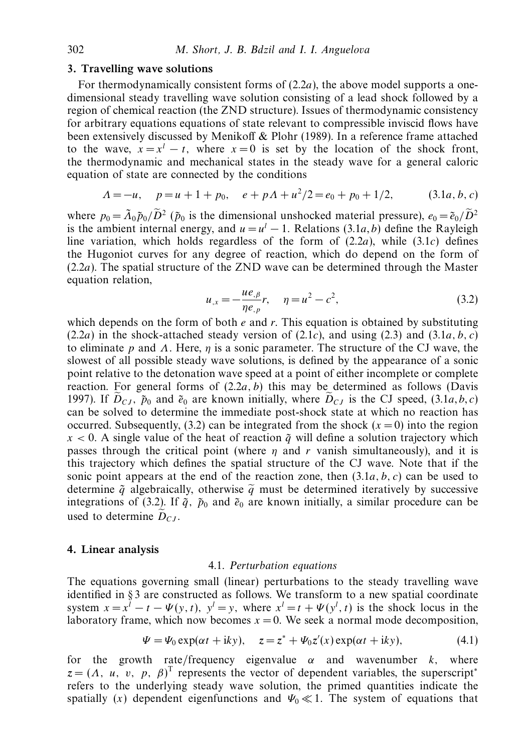## 3. Travelling wave solutions

For thermodynamically consistent forms of (2.2$a$), the above model supports a one-dimensional steady travelling wave solution consisting of a lead shock followed by a region of chemical reaction (the ZND structure). Issues of thermodynamic consistency for arbitrary equations equations of state relevant to compressible inviscid flows have been extensively discussed by Menikoff & Plohr (1989). In a reference frame attached to the wave, $x = x^l - t$, where $x = 0$ is set by the location of the shock front, the thermodynamic and mechanical states in the steady wave for a general caloric equation of state are connected by the conditions

$$\Lambda = -u, \quad p = u + 1 + p_0, \quad e + p\Lambda + u^2/2 = e_0 + p_0 + 1/2, \qquad (3.1a,b,c)$$

where $p_0 = \tilde{\Lambda}_0 \tilde{p}_0 / \widetilde{D}^2$ ($\tilde{p}_0$ is the dimensional unshocked material pressure), $e_0 = \tilde{e}_0 / \widetilde{D}^2$ is the ambient internal energy, and $u = u^l - 1$. Relations (3.1$a,b$) define the Rayleigh line variation, which holds regardless of the form of (2.2$a$), while (3.1$c$) defines the Hugoniot curves for any degree of reaction, which do depend on the form of (2.2$a$). The spatial structure of the ZND wave can be determined through the Master equation relation,

$$u_{,x} = -\frac{u e_{,\beta}}{\eta e_{,p}} r, \quad \eta = u^2 - c^2, \qquad (3.2)$$

which depends on the form of both $e$ and $r$. This equation is obtained by substituting (2.2$a$) in the shock-attached steady version of (2.1$c$), and using (2.3) and (3.1$a,b,c$) to eliminate $p$ and $\Lambda$. Here, $\eta$ is a sonic parameter. The structure of the CJ wave, the slowest of all possible steady wave solutions, is defined by the appearance of a sonic point relative to the detonation wave speed at a point of either incomplete or complete reaction. For general forms of (2.2$a,b$) this may be determined as follows (Davis 1997). If $\widetilde{D}_{CJ}$, $\tilde{p}_0$ and $\tilde{e}_0$ are known initially, where $\widetilde{D}_{CJ}$ is the CJ speed, (3.1$a,b,c$) can be solved to determine the immediate post-shock state at which no reaction has occurred. Subsequently, (3.2) can be integrated from the shock ($x = 0$) into the region $x < 0$. A single value of the heat of reaction $\tilde{q}$ will define a solution trajectory which passes through the critical point (where $\eta$ and $r$ vanish simultaneously), and it is this trajectory which defines the spatial structure of the CJ wave. Note that if the sonic point appears at the end of the reaction zone, then (3.1$a,b,c$) can be used to determine $\tilde{q}$ algebraically, otherwise $\tilde{q}$ must be determined iteratively by successive integrations of (3.2). If $\tilde{q}$, $\tilde{p}_0$ and $\tilde{e}_0$ are known initially, a similar procedure can be used to determine $\widetilde{D}_{CJ}$.

## 4. Linear analysis

### 4.1. *Perturbation equations*

The equations governing small (linear) perturbations to the steady travelling wave identified in §3 are constructed as follows. We transform to a new spatial coordinate system $x = x^l - t - \Psi(y,t)$, $y^l = y$, where $x^l = t + \Psi(y^l, t)$ is the shock locus in the laboratory frame, which now becomes $x = 0$. We seek a normal mode decomposition,

$$\Psi = \Psi_0 \exp(\alpha t + \mathrm{i}ky), \quad z = z^* + \Psi_0 z'(x) \exp(\alpha t + \mathrm{i}ky), \qquad (4.1)$$

for the growth rate/frequency eigenvalue $\alpha$ and wavenumber $k$, where $z = (\Lambda, u, v, p, \beta)^{\mathrm{T}}$ represents the vector of dependent variables, the superscript$^*$ refers to the underlying steady wave solution, the primed quantities indicate the spatially ($x$) dependent eigenfunctions and $\Psi_0 \ll 1$. The system of equations that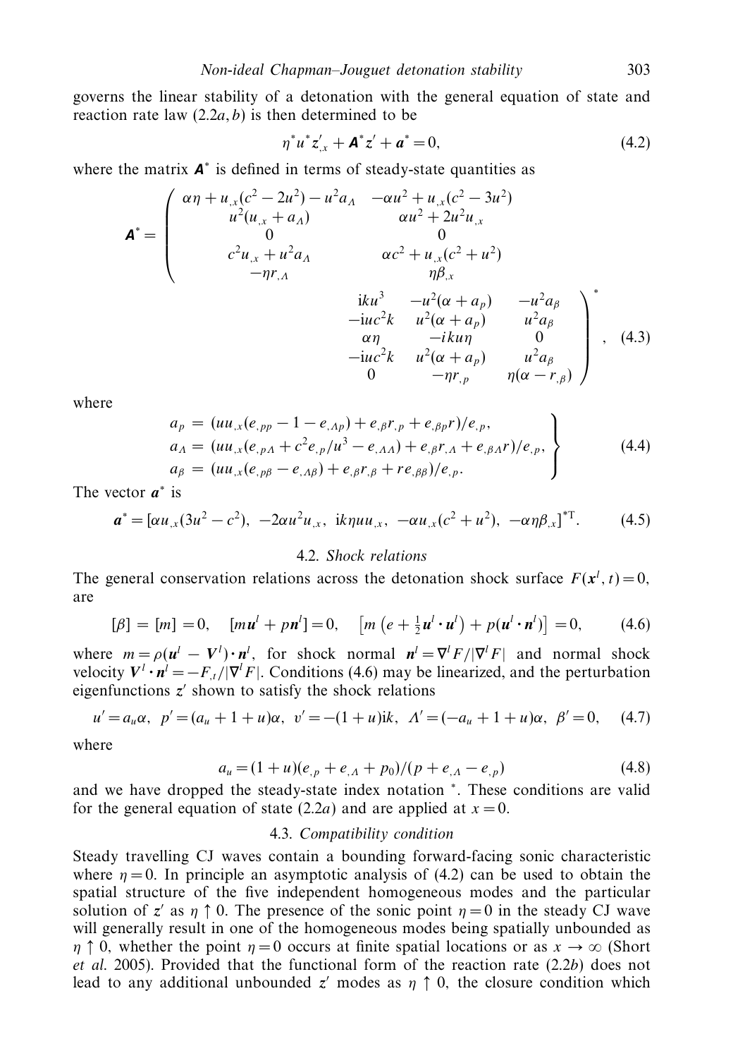governs the linear stability of a detonation with the general equation of state and reaction rate law (2.2*a*, *b*) is then determined to be

$$\eta^* u^* \boldsymbol{z}'_{,x} + \boldsymbol{A}^* \boldsymbol{z}' + \boldsymbol{a}^* = 0, \tag{4.2}$$

where the matrix $\boldsymbol{A}^*$ is defined in terms of steady-state quantities as

$$\boldsymbol{A}^* = \begin{pmatrix} \alpha\eta + u_{,x}(c^2 - 2u^2) - u^2 a_\Lambda & -\alpha u^2 + u_{,x}(c^2 - 3u^2) & \mathrm{i}ku^3 & -u^2(\alpha + a_p) & -u^2 a_\beta \\ u^2(u_{,x} + a_\Lambda) & \alpha u^2 + 2u^2 u_{,x} & -\mathrm{i}uc^2 k & u^2(\alpha + a_p) & u^2 a_\beta \\ 0 & 0 & \alpha\eta & -iku\eta & 0 \\ c^2 u_{,x} + u^2 a_\Lambda & \alpha c^2 + u_{,x}(c^2 + u^2) & -\mathrm{i}uc^2 k & u^2(\alpha + a_p) & u^2 a_\beta \\ -\eta r_{,\Lambda} & \eta\beta_{,x} & 0 & -\eta r_{,p} & \eta(\alpha - r_{,\beta}) \end{pmatrix}^*, \tag{4.3}$$

where

$$\left.\begin{aligned} a_p &= (uu_{,x}(e_{,pp} - 1 - e_{,\Lambda p}) + e_{,\beta} r_{,p} + e_{,\beta p} r)/e_{,p}, \\ a_\Lambda &= (uu_{,x}(e_{,p\Lambda} + c^2 e_{,p}/u^3 - e_{,\Lambda\Lambda}) + e_{,\beta} r_{,\Lambda} + e_{,\beta\Lambda} r)/e_{,p}, \\ a_\beta &= (uu_{,x}(e_{,p\beta} - e_{,\Lambda\beta}) + e_{,\beta} r_{,\beta} + r e_{,\beta\beta})/e_{,p}. \end{aligned}\right\} \tag{4.4}$$

The vector $\boldsymbol{a}^*$ is

$$\boldsymbol{a}^* = [\alpha u_{,x}(3u^2 - c^2),\ -2\alpha u^2 u_{,x},\ \mathrm{i}k\eta u u_{,x},\ -\alpha u_{,x}(c^2 + u^2),\ -\alpha\eta\beta_{,x}]^{*\mathrm{T}}. \tag{4.5}$$

### 4.2. *Shock relations*

The general conservation relations across the detonation shock surface $F(\boldsymbol{x}^l, t) = 0$, are

$$[\beta] = [m] = 0, \quad [m\boldsymbol{u}^l + p\boldsymbol{n}^l] = 0, \quad \left[m\left(e + \tfrac{1}{2}\boldsymbol{u}^l \cdot \boldsymbol{u}^l\right) + p(\boldsymbol{u}^l \cdot \boldsymbol{n}^l)\right] = 0, \tag{4.6}$$

where $m = \rho(\boldsymbol{u}^l - \boldsymbol{V}^l)\cdot\boldsymbol{n}^l$, for shock normal $\boldsymbol{n}^l = \nabla^l F/|\nabla^l F|$ and normal shock velocity $\boldsymbol{V}^l \cdot \boldsymbol{n}^l = -F_{,t}/|\nabla^l F|$. Conditions (4.6) may be linearized, and the perturbation eigenfunctions $\boldsymbol{z}'$ shown to satisfy the shock relations

$$u' = a_u \alpha,\ \ p' = (a_u + 1 + u)\alpha,\ \ v' = -(1+u)\mathrm{i}k,\ \ \Lambda' = (-a_u + 1 + u)\alpha,\ \ \beta' = 0, \tag{4.7}$$

where

$$a_u = (1+u)(e_{,p} + e_{,\Lambda} + p_0)/(p + e_{,\Lambda} - e_{,p}) \tag{4.8}$$

and we have dropped the steady-state index notation $^*$. These conditions are valid for the general equation of state (2.2*a*) and are applied at $x = 0$.

### 4.3. *Compatibility condition*

Steady travelling CJ waves contain a bounding forward-facing sonic characteristic where $\eta = 0$. In principle an asymptotic analysis of (4.2) can be used to obtain the spatial structure of the five independent homogeneous modes and the particular solution of $\boldsymbol{z}'$ as $\eta \uparrow 0$. The presence of the sonic point $\eta = 0$ in the steady CJ wave will generally result in one of the homogeneous modes being spatially unbounded as $\eta \uparrow 0$, whether the point $\eta = 0$ occurs at finite spatial locations or as $x \to \infty$ (Short *et al.* 2005). Provided that the functional form of the reaction rate (2.2*b*) does not lead to any additional unbounded $\boldsymbol{z}'$ modes as $\eta \uparrow 0$, the closure condition which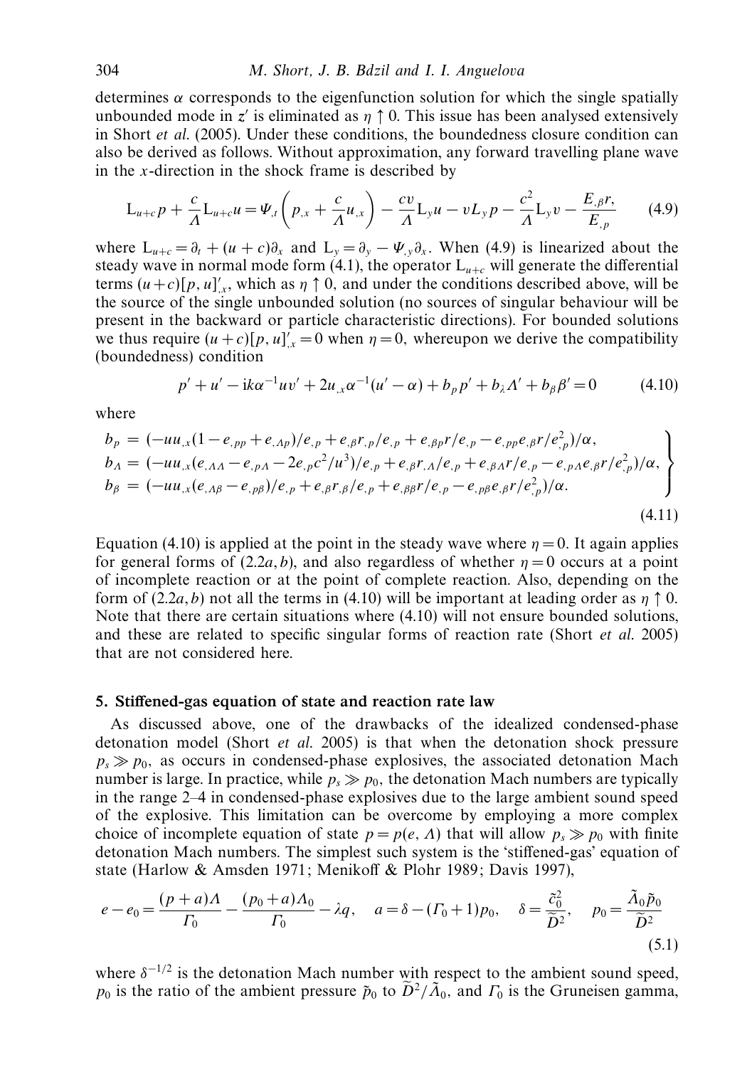determines $\alpha$ corresponds to the eigenfunction solution for which the single spatially unbounded mode in $z'$ is eliminated as $\eta \uparrow 0$. This issue has been analysed extensively in Short *et al.* (2005). Under these conditions, the boundedness closure condition can also be derived as follows. Without approximation, any forward travelling plane wave in the $x$-direction in the shock frame is described by

$$\mathrm{L}_{u+c} p + \frac{c}{\Lambda} \mathrm{L}_{u+c} u = \Psi_{,t} \left( p_{,x} + \frac{c}{\Lambda} u_{,x} \right) - \frac{cv}{\Lambda} \mathrm{L}_y u - v L_y p - \frac{c^2}{\Lambda} \mathrm{L}_y v - \frac{E_{,\beta} r,}{E_{,p}} \tag{4.9}$$

where $\mathrm{L}_{u+c} = \partial_t + (u+c)\partial_x$ and $\mathrm{L}_y = \partial_y - \Psi_{,y}\partial_x$. When (4.9) is linearized about the steady wave in normal mode form (4.1), the operator $\mathrm{L}_{u+c}$ will generate the differential terms $(u+c)[p,u]'_{,x}$, which as $\eta \uparrow 0$, and under the conditions described above, will be the source of the single unbounded solution (no sources of singular behaviour will be present in the backward or particle characteristic directions). For bounded solutions we thus require $(u+c)[p,u]'_{,x} = 0$ when $\eta = 0$, whereupon we derive the compatibility (boundedness) condition

$$p' + u' - \mathrm{i}k\alpha^{-1} u v' + 2u_{,x}\alpha^{-1}(u' - \alpha) + b_p p' + b_\lambda \Lambda' + b_\beta \beta' = 0 \tag{4.10}$$

where

$$\left. \begin{aligned} b_p &= (-uu_{,x}(1 - e_{,pp} + e_{,\Lambda p})/e_{,p} + e_{,\beta} r_{,p}/e_{,p} + e_{,\beta p} r/e_{,p} - e_{,pp} e_{,\beta} r/e_{,p}^2)/\alpha, \\ b_\Lambda &= (-uu_{,x}(e_{,\Lambda\Lambda} - e_{,p\Lambda} - 2e_{,p}c^2/u^3)/e_{,p} + e_{,\beta} r_{,\Lambda}/e_{,p} + e_{,\beta\Lambda} r/e_{,p} - e_{,p\Lambda} e_{,\beta} r/e_{,p}^2)/\alpha, \\ b_\beta &= (-uu_{,x}(e_{,\Lambda\beta} - e_{,p\beta})/e_{,p} + e_{,\beta} r_{,\beta}/e_{,p} + e_{,\beta\beta} r/e_{,p} - e_{,p\beta} e_{,\beta} r/e_{,p}^2)/\alpha. \end{aligned} \right\} \tag{4.11}$$

Equation (4.10) is applied at the point in the steady wave where $\eta = 0$. It again applies for general forms of (2.2*a*, *b*), and also regardless of whether $\eta = 0$ occurs at a point of incomplete reaction or at the point of complete reaction. Also, depending on the form of (2.2*a*, *b*) not all the terms in (4.10) will be important at leading order as $\eta \uparrow 0$. Note that there are certain situations where (4.10) will not ensure bounded solutions, and these are related to specific singular forms of reaction rate (Short *et al.* 2005) that are not considered here.

## 5. Stiffened-gas equation of state and reaction rate law

As discussed above, one of the drawbacks of the idealized condensed-phase detonation model (Short *et al.* 2005) is that when the detonation shock pressure $p_s \gg p_0$, as occurs in condensed-phase explosives, the associated detonation Mach number is large. In practice, while $p_s \gg p_0$, the detonation Mach numbers are typically in the range 2–4 in condensed-phase explosives due to the large ambient sound speed of the explosive. This limitation can be overcome by employing a more complex choice of incomplete equation of state $p = p(e, \Lambda)$ that will allow $p_s \gg p_0$ with finite detonation Mach numbers. The simplest such system is the 'stiffened-gas' equation of state (Harlow & Amsden 1971; Menikoff & Plohr 1989; Davis 1997),

$$e - e_0 = \frac{(p+a)\Lambda}{\Gamma_0} - \frac{(p_0+a)\Lambda_0}{\Gamma_0} - \lambda q, \quad a = \delta - (\Gamma_0 + 1)p_0, \quad \delta = \frac{\tilde{c}_0^2}{\widetilde{D}^2}, \quad p_0 = \frac{\tilde{\Lambda}_0 \tilde{p}_0}{\widetilde{D}^2} \tag{5.1}$$

where $\delta^{-1/2}$ is the detonation Mach number with respect to the ambient sound speed, $p_0$ is the ratio of the ambient pressure $\tilde{p}_0$ to $\widetilde{D}^2/\tilde{\Lambda}_0$, and $\Gamma_0$ is the Gruneisen gamma,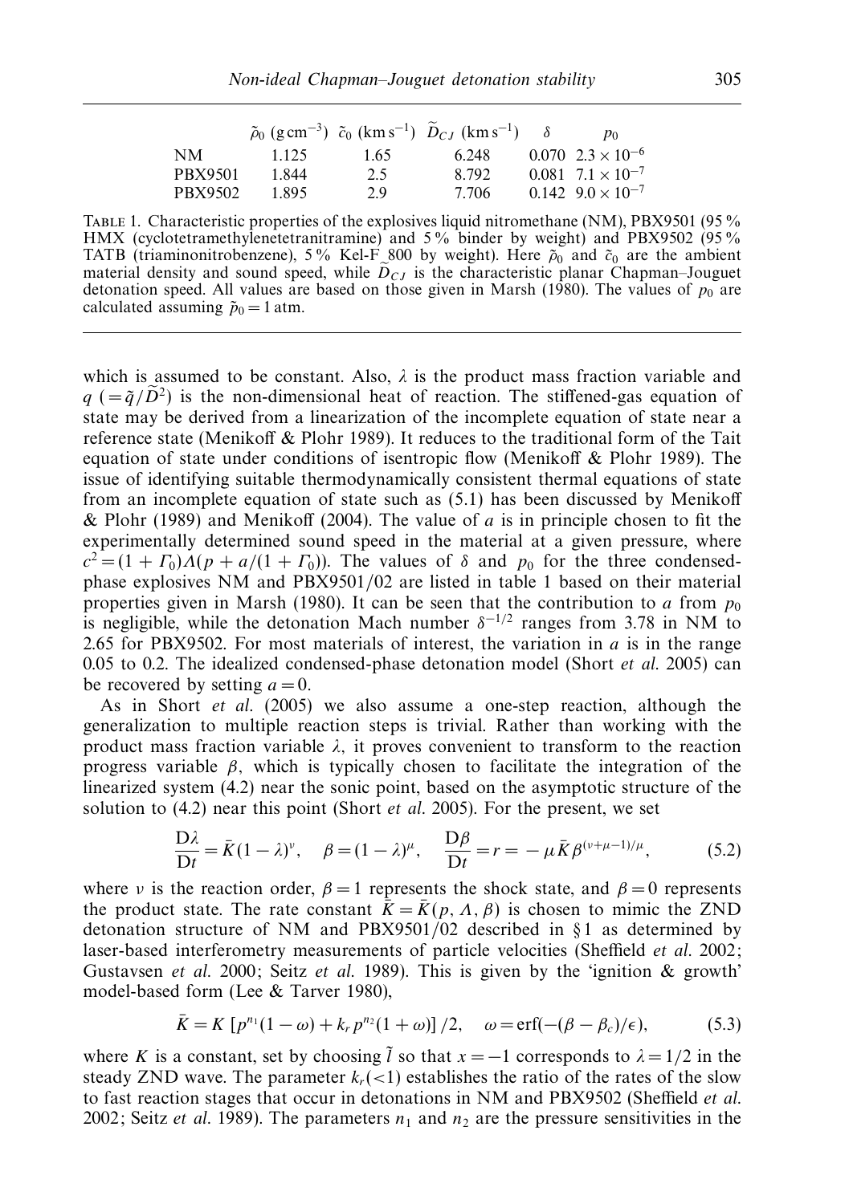| | $\tilde{\rho}_0$ (g cm$^{-3}$) | $\tilde{c}_0$ (km s$^{-1}$) | $\widetilde{D}_{CJ}$ (km s$^{-1}$) | $\delta$ | $p_0$ |
|---|---|---|---|---|---|
| NM | 1.125 | 1.65 | 6.248 | 0.070 | $2.3 \times 10^{-6}$ |
| PBX9501 | 1.844 | 2.5 | 8.792 | 0.081 | $7.1 \times 10^{-7}$ |
| PBX9502 | 1.895 | 2.9 | 7.706 | 0.142 | $9.0 \times 10^{-7}$ |

Table 1. Characteristic properties of the explosives liquid nitromethane (NM), PBX9501 (95 % HMX (cyclotetramethylenetetranitramine) and 5 % binder by weight) and PBX9502 (95 % TATB (triaminonitrobenzene), 5 % Kel-F 800 by weight). Here $\tilde{\rho}_0$ and $\tilde{c}_0$ are the ambient material density and sound speed, while $\widetilde{D}_{CJ}$ is the characteristic planar Chapman–Jouguet detonation speed. All values are based on those given in Marsh (1980). The values of $p_0$ are calculated assuming $\tilde{p}_0 = 1$ atm.

which is assumed to be constant. Also, $\lambda$ is the product mass fraction variable and $q$ $(=\tilde{q}/\widetilde{D}^2)$ is the non-dimensional heat of reaction. The stiffened-gas equation of state may be derived from a linearization of the incomplete equation of state near a reference state (Menikoff & Plohr 1989). It reduces to the traditional form of the Tait equation of state under conditions of isentropic flow (Menikoff & Plohr 1989). The issue of identifying suitable thermodynamically consistent thermal equations of state from an incomplete equation of state such as (5.1) has been discussed by Menikoff & Plohr (1989) and Menikoff (2004). The value of $a$ is in principle chosen to fit the experimentally determined sound speed in the material at a given pressure, where $c^2 = (1 + \Gamma_0)\Lambda(p + a/(1 + \Gamma_0))$. The values of $\delta$ and $p_0$ for the three condensed-phase explosives NM and PBX9501/02 are listed in table 1 based on their material properties given in Marsh (1980). It can be seen that the contribution to $a$ from $p_0$ is negligible, while the detonation Mach number $\delta^{-1/2}$ ranges from 3.78 in NM to 2.65 for PBX9502. For most materials of interest, the variation in $a$ is in the range 0.05 to 0.2. The idealized condensed-phase detonation model (Short *et al.* 2005) can be recovered by setting $a = 0$.

As in Short *et al.* (2005) we also assume a one-step reaction, although the generalization to multiple reaction steps is trivial. Rather than working with the product mass fraction variable $\lambda$, it proves convenient to transform to the reaction progress variable $\beta$, which is typically chosen to facilitate the integration of the linearized system (4.2) near the sonic point, based on the asymptotic structure of the solution to (4.2) near this point (Short *et al.* 2005). For the present, we set

$$\frac{D\lambda}{Dt} = \bar{K}(1 - \lambda)^{\nu}, \quad \beta = (1 - \lambda)^{\mu}, \quad \frac{D\beta}{Dt} = r = -\mu \bar{K} \beta^{(\nu+\mu-1)/\mu}, \tag{5.2}$$

where $\nu$ is the reaction order, $\beta = 1$ represents the shock state, and $\beta = 0$ represents the product state. The rate constant $\bar{K} = \bar{K}(p, \Lambda, \beta)$ is chosen to mimic the ZND detonation structure of NM and PBX9501/02 described in §1 as determined by laser-based interferometry measurements of particle velocities (Sheffield *et al.* 2002; Gustavsen *et al.* 2000; Seitz *et al.* 1989). This is given by the 'ignition & growth' model-based form (Lee & Tarver 1980),

$$\bar{K} = K\left[p^{n_1}(1 - \omega) + k_r p^{n_2}(1 + \omega)\right]/2, \quad \omega = \mathrm{erf}(-(\beta - \beta_c)/\epsilon), \tag{5.3}$$

where $K$ is a constant, set by choosing $\tilde{l}$ so that $x = -1$ corresponds to $\lambda = 1/2$ in the steady ZND wave. The parameter $k_r (<1)$ establishes the ratio of the rates of the slow to fast reaction stages that occur in detonations in NM and PBX9502 (Sheffield *et al.* 2002; Seitz *et al.* 1989). The parameters $n_1$ and $n_2$ are the pressure sensitivities in the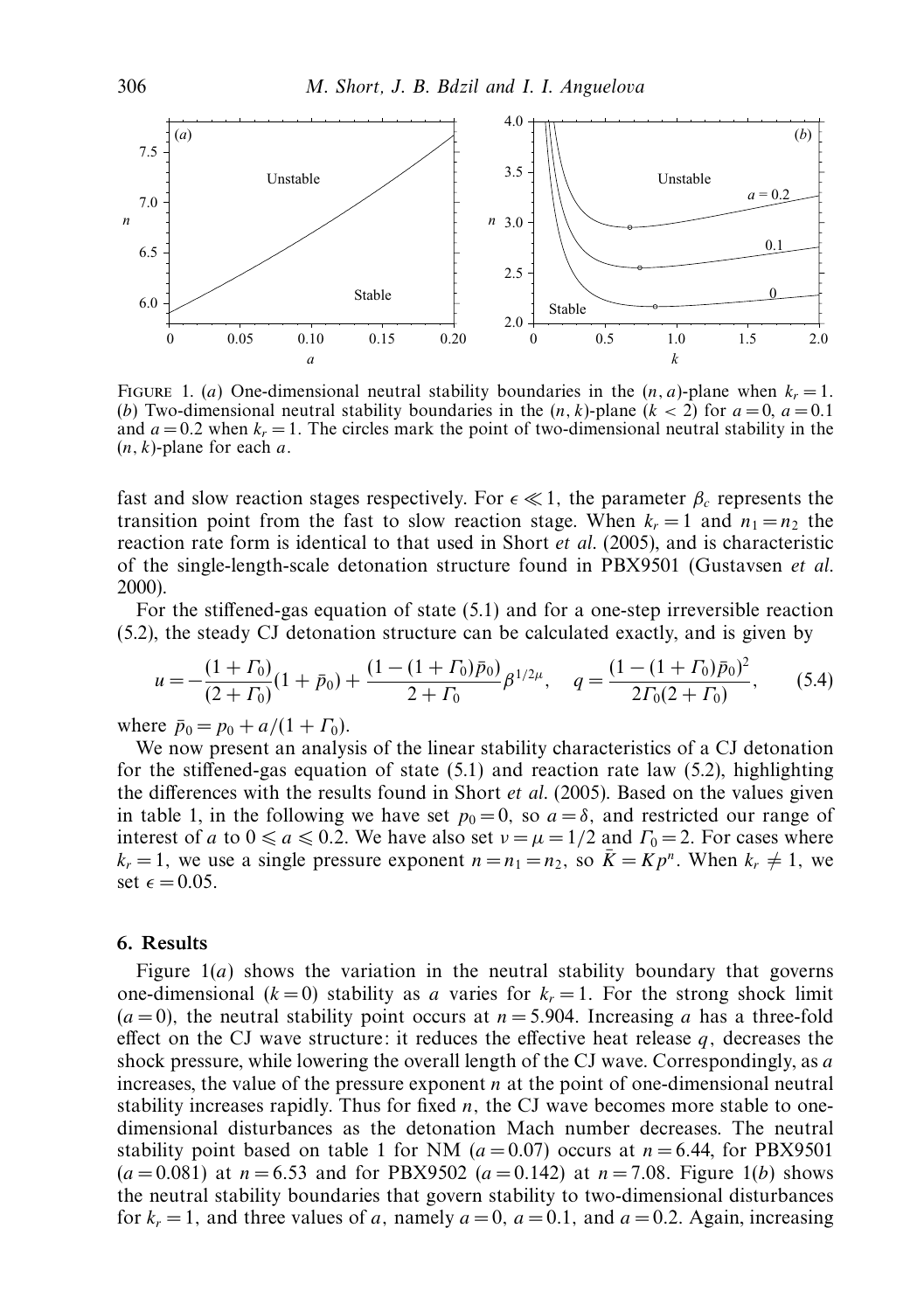FIGURE 1. (*a*) One-dimensional neutral stability boundaries in the $(n, a)$-plane when $k_r = 1$. (*b*) Two-dimensional neutral stability boundaries in the $(n, k)$-plane ($k < 2$) for $a = 0$, $a = 0.1$ and $a = 0.2$ when $k_r = 1$. The circles mark the point of two-dimensional neutral stability in the $(n, k)$-plane for each $a$.

fast and slow reaction stages respectively. For $\epsilon \ll 1$, the parameter $\beta_c$ represents the transition point from the fast to slow reaction stage. When $k_r = 1$ and $n_1 = n_2$ the reaction rate form is identical to that used in Short *et al.* (2005), and is characteristic of the single-length-scale detonation structure found in PBX9501 (Gustavsen *et al.* 2000).

For the stiffened-gas equation of state (5.1) and for a one-step irreversible reaction (5.2), the steady CJ detonation structure can be calculated exactly, and is given by

$$u = -\frac{(1 + \Gamma_0)}{(2 + \Gamma_0)}(1 + \bar{p}_0) + \frac{(1 - (1 + \Gamma_0)\bar{p}_0)}{2 + \Gamma_0}\beta^{1/2\mu}, \quad q = \frac{(1 - (1 + \Gamma_0)\bar{p}_0)^2}{2\Gamma_0(2 + \Gamma_0)}, \tag{5.4}$$

where $\bar{p}_0 = p_0 + a/(1 + \Gamma_0)$.

We now present an analysis of the linear stability characteristics of a CJ detonation for the stiffened-gas equation of state (5.1) and reaction rate law (5.2), highlighting the differences with the results found in Short *et al.* (2005). Based on the values given in table 1, in the following we have set $p_0 = 0$, so $a = \delta$, and restricted our range of interest of $a$ to $0 \leqslant a \leqslant 0.2$. We have also set $\nu = \mu = 1/2$ and $\Gamma_0 = 2$. For cases where $k_r = 1$, we use a single pressure exponent $n = n_1 = n_2$, so $\bar{K} = Kp^n$. When $k_r \neq 1$, we set $\epsilon = 0.05$.

## 6. Results

Figure 1(*a*) shows the variation in the neutral stability boundary that governs one-dimensional ($k = 0$) stability as $a$ varies for $k_r = 1$. For the strong shock limit ($a = 0$), the neutral stability point occurs at $n = 5.904$. Increasing $a$ has a three-fold effect on the CJ wave structure: it reduces the effective heat release $q$, decreases the shock pressure, while lowering the overall length of the CJ wave. Correspondingly, as $a$ increases, the value of the pressure exponent $n$ at the point of one-dimensional neutral stability increases rapidly. Thus for fixed $n$, the CJ wave becomes more stable to one-dimensional disturbances as the detonation Mach number decreases. The neutral stability point based on table 1 for NM ($a = 0.07$) occurs at $n = 6.44$, for PBX9501 ($a = 0.081$) at $n = 6.53$ and for PBX9502 ($a = 0.142$) at $n = 7.08$. Figure 1(*b*) shows the neutral stability boundaries that govern stability to two-dimensional disturbances for $k_r = 1$, and three values of $a$, namely $a = 0$, $a = 0.1$, and $a = 0.2$. Again, increasing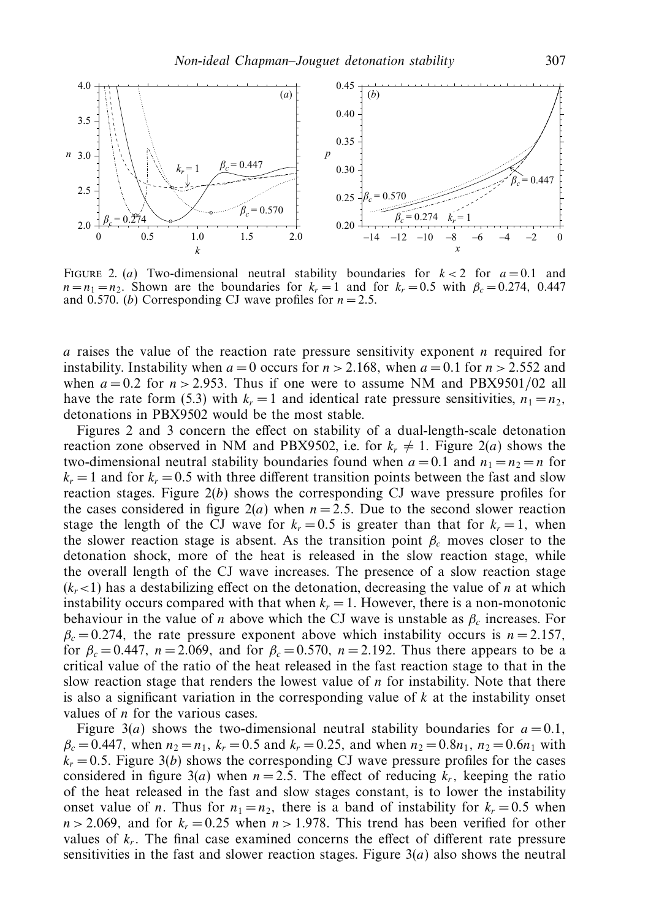FIGURE 2. (*a*) Two-dimensional neutral stability boundaries for $k < 2$ for $a = 0.1$ and $n = n_1 = n_2$. Shown are the boundaries for $k_r = 1$ and for $k_r = 0.5$ with $\beta_c = 0.274$, 0.447 and 0.570. (*b*) Corresponding CJ wave profiles for $n = 2.5$.

$a$ raises the value of the reaction rate pressure sensitivity exponent $n$ required for instability. Instability when $a = 0$ occurs for $n > 2.168$, when $a = 0.1$ for $n > 2.552$ and when $a = 0.2$ for $n > 2.953$. Thus if one were to assume NM and PBX9501/02 all have the rate form (5.3) with $k_r = 1$ and identical rate pressure sensitivities, $n_1 = n_2$, detonations in PBX9502 would be the most stable.

Figures 2 and 3 concern the effect on stability of a dual-length-scale detonation reaction zone observed in NM and PBX9502, i.e. for $k_r \neq 1$. Figure 2(*a*) shows the two-dimensional neutral stability boundaries found when $a = 0.1$ and $n_1 = n_2 = n$ for $k_r = 1$ and for $k_r = 0.5$ with three different transition points between the fast and slow reaction stages. Figure 2(*b*) shows the corresponding CJ wave pressure profiles for the cases considered in figure 2(*a*) when $n = 2.5$. Due to the second slower reaction stage the length of the CJ wave for $k_r = 0.5$ is greater than that for $k_r = 1$, when the slower reaction stage is absent. As the transition point $\beta_c$ moves closer to the detonation shock, more of the heat is released in the slow reaction stage, while the overall length of the CJ wave increases. The presence of a slow reaction stage ($k_r < 1$) has a destabilizing effect on the detonation, decreasing the value of $n$ at which instability occurs compared with that when $k_r = 1$. However, there is a non-monotonic behaviour in the value of $n$ above which the CJ wave is unstable as $\beta_c$ increases. For $\beta_c = 0.274$, the rate pressure exponent above which instability occurs is $n = 2.157$, for $\beta_c = 0.447$, $n = 2.069$, and for $\beta_c = 0.570$, $n = 2.192$. Thus there appears to be a critical value of the ratio of the heat released in the fast reaction stage to that in the slow reaction stage that renders the lowest value of $n$ for instability. Note that there is also a significant variation in the corresponding value of $k$ at the instability onset values of $n$ for the various cases.

Figure 3(*a*) shows the two-dimensional neutral stability boundaries for $a = 0.1$, $\beta_c = 0.447$, when $n_2 = n_1$, $k_r = 0.5$ and $k_r = 0.25$, and when $n_2 = 0.8n_1$, $n_2 = 0.6n_1$ with $k_r = 0.5$. Figure 3(*b*) shows the corresponding CJ wave pressure profiles for the cases considered in figure 3(*a*) when $n = 2.5$. The effect of reducing $k_r$, keeping the ratio of the heat released in the fast and slow stages constant, is to lower the instability onset value of $n$. Thus for $n_1 = n_2$, there is a band of instability for $k_r = 0.5$ when $n > 2.069$, and for $k_r = 0.25$ when $n > 1.978$. This trend has been verified for other values of $k_r$. The final case examined concerns the effect of different rate pressure sensitivities in the fast and slower reaction stages. Figure 3(*a*) also shows the neutral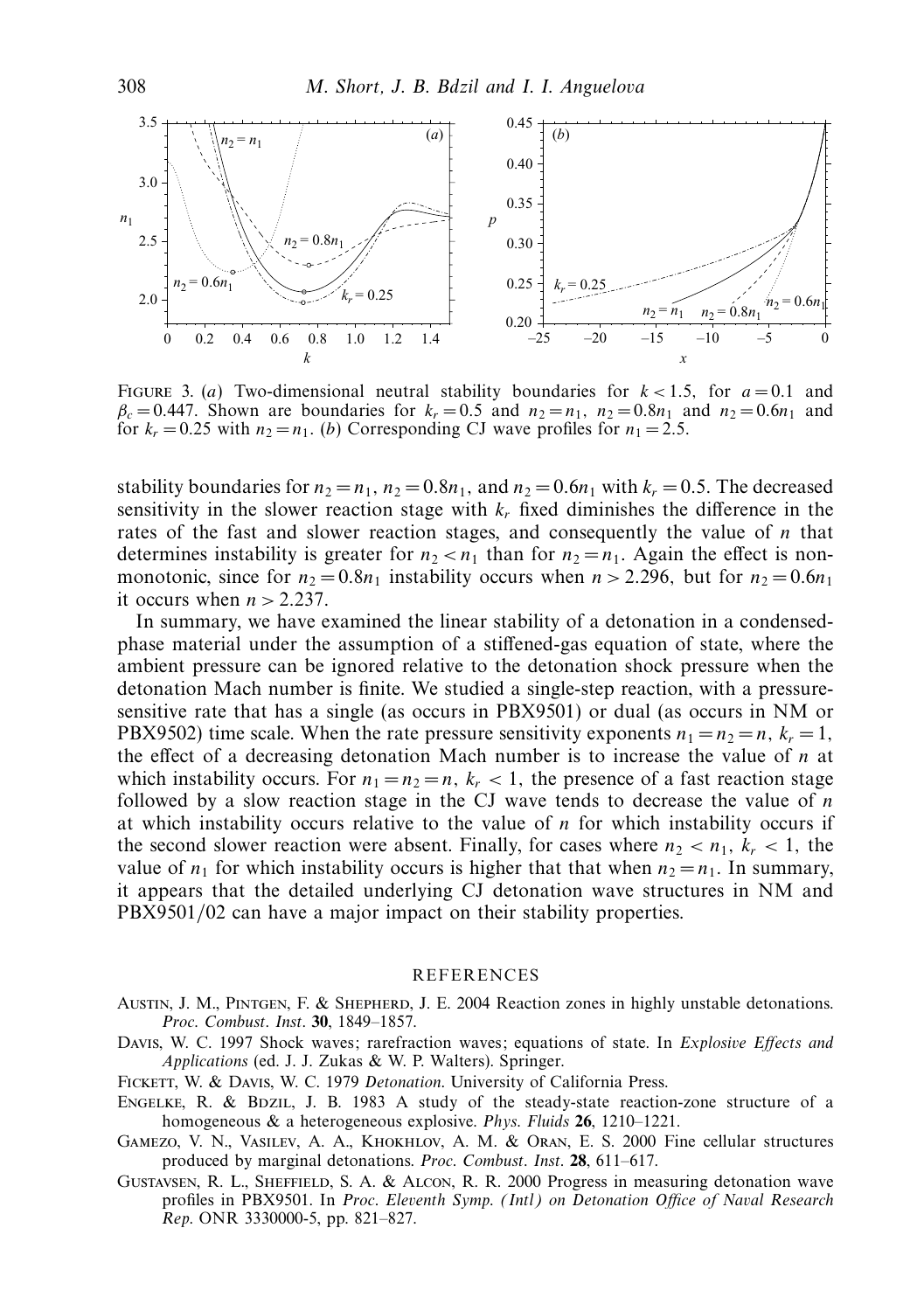FIGURE 3. (*a*) Two-dimensional neutral stability boundaries for $k < 1.5$, for $a = 0.1$ and $\beta_c = 0.447$. Shown are boundaries for $k_r = 0.5$ and $n_2 = n_1$, $n_2 = 0.8n_1$ and $n_2 = 0.6n_1$ and for $k_r = 0.25$ with $n_2 = n_1$. (*b*) Corresponding CJ wave profiles for $n_1 = 2.5$.

stability boundaries for $n_2 = n_1$, $n_2 = 0.8n_1$, and $n_2 = 0.6n_1$ with $k_r = 0.5$. The decreased sensitivity in the slower reaction stage with $k_r$ fixed diminishes the difference in the rates of the fast and slower reaction stages, and consequently the value of $n$ that determines instability is greater for $n_2 < n_1$ than for $n_2 = n_1$. Again the effect is non-monotonic, since for $n_2 = 0.8n_1$ instability occurs when $n > 2.296$, but for $n_2 = 0.6n_1$ it occurs when $n > 2.237$.

In summary, we have examined the linear stability of a detonation in a condensed-phase material under the assumption of a stiffened-gas equation of state, where the ambient pressure can be ignored relative to the detonation shock pressure when the detonation Mach number is finite. We studied a single-step reaction, with a pressure-sensitive rate that has a single (as occurs in PBX9501) or dual (as occurs in NM or PBX9502) time scale. When the rate pressure sensitivity exponents $n_1 = n_2 = n$, $k_r = 1$, the effect of a decreasing detonation Mach number is to increase the value of $n$ at which instability occurs. For $n_1 = n_2 = n$, $k_r < 1$, the presence of a fast reaction stage followed by a slow reaction stage in the CJ wave tends to decrease the value of $n$ at which instability occurs relative to the value of $n$ for which instability occurs if the second slower reaction were absent. Finally, for cases where $n_2 < n_1$, $k_r < 1$, the value of $n_1$ for which instability occurs is higher that that when $n_2 = n_1$. In summary, it appears that the detailed underlying CJ detonation wave structures in NM and PBX9501/02 can have a major impact on their stability properties.

## REFERENCES

AUSTIN, J. M., PINTGEN, F. & SHEPHERD, J. E. 2004 Reaction zones in highly unstable detonations. *Proc. Combust. Inst.* **30**, 1849–1857.

DAVIS, W. C. 1997 Shock waves; rarefraction waves; equations of state. In *Explosive Effects and Applications* (ed. J. J. Zukas & W. P. Walters). Springer.

FICKETT, W. & DAVIS, W. C. 1979 *Detonation*. University of California Press.

ENGELKE, R. & BDZIL, J. B. 1983 A study of the steady-state reaction-zone structure of a homogeneous & a heterogeneous explosive. *Phys. Fluids* **26**, 1210–1221.

GAMEZO, V. N., VASILEV, A. A., KHOKHLOV, A. M. & ORAN, E. S. 2000 Fine cellular structures produced by marginal detonations. *Proc. Combust. Inst.* **28**, 611–617.

GUSTAVSEN, R. L., SHEFFIELD, S. A. & ALCON, R. R. 2000 Progress in measuring detonation wave profiles in PBX9501. In *Proc. Eleventh Symp. (Intl) on Detonation Office of Naval Research Rep.* ONR 3330000-5, pp. 821–827.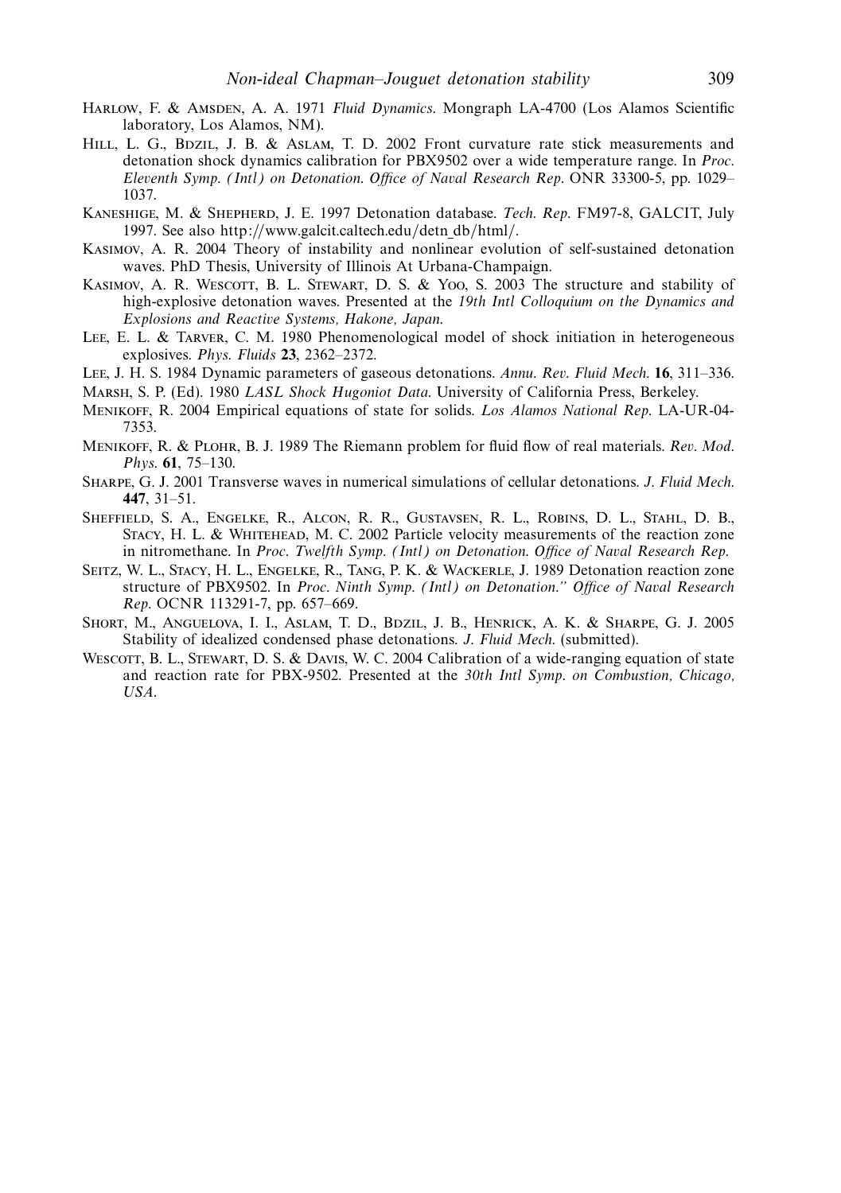Harlow, F. & Amsden, A. A. 1971 *Fluid Dynamics*. Mongraph LA-4700 (Los Alamos Scientific laboratory, Los Alamos, NM).

Hill, L. G., Bdzil, J. B. & Aslam, T. D. 2002 Front curvature rate stick measurements and detonation shock dynamics calibration for PBX9502 over a wide temperature range. In *Proc. Eleventh Symp. (Intl) on Detonation. Office of Naval Research Rep*. ONR 33300-5, pp. 1029–1037.

Kaneshige, M. & Shepherd, J. E. 1997 Detonation database. *Tech. Rep*. FM97-8, GALCIT, July 1997. See also http://www.galcit.caltech.edu/detn_db/html/.

Kasimov, A. R. 2004 Theory of instability and nonlinear evolution of self-sustained detonation waves. PhD Thesis, University of Illinois At Urbana-Champaign.

Kasimov, A. R. Wescott, B. L. Stewart, D. S. & Yoo, S. 2003 The structure and stability of high-explosive detonation waves. Presented at the *19th Intl Colloquium on the Dynamics and Explosions and Reactive Systems, Hakone, Japan*.

Lee, E. L. & Tarver, C. M. 1980 Phenomenological model of shock initiation in heterogeneous explosives. *Phys. Fluids* **23**, 2362–2372.

Lee, J. H. S. 1984 Dynamic parameters of gaseous detonations. *Annu. Rev. Fluid Mech*. **16**, 311–336.

Marsh, S. P. (Ed). 1980 *LASL Shock Hugoniot Data*. University of California Press, Berkeley.

Menikoff, R. 2004 Empirical equations of state for solids. *Los Alamos National Rep*. LA-UR-04-7353.

Menikoff, R. & Plohr, B. J. 1989 The Riemann problem for fluid flow of real materials. *Rev. Mod. Phys*. **61**, 75–130.

Sharpe, G. J. 2001 Transverse waves in numerical simulations of cellular detonations. *J. Fluid Mech*. **447**, 31–51.

Sheffield, S. A., Engelke, R., Alcon, R. R., Gustavsen, R. L., Robins, D. L., Stahl, D. B., Stacy, H. L. & Whitehead, M. C. 2002 Particle velocity measurements of the reaction zone in nitromethane. In *Proc. Twelfth Symp. (Intl) on Detonation. Office of Naval Research Rep.*

Seitz, W. L., Stacy, H. L., Engelke, R., Tang, P. K. & Wackerle, J. 1989 Detonation reaction zone structure of PBX9502. In *Proc. Ninth Symp. (Intl) on Detonation." Office of Naval Research Rep*. OCNR 113291-7, pp. 657–669.

Short, M., Anguelova, I. I., Aslam, T. D., Bdzil, J. B., Henrick, A. K. & Sharpe, G. J. 2005 Stability of idealized condensed phase detonations. *J. Fluid Mech*. (submitted).

Wescott, B. L., Stewart, D. S. & Davis, W. C. 2004 Calibration of a wide-ranging equation of state and reaction rate for PBX-9502. Presented at the *30th Intl Symp. on Combustion, Chicago, USA*.